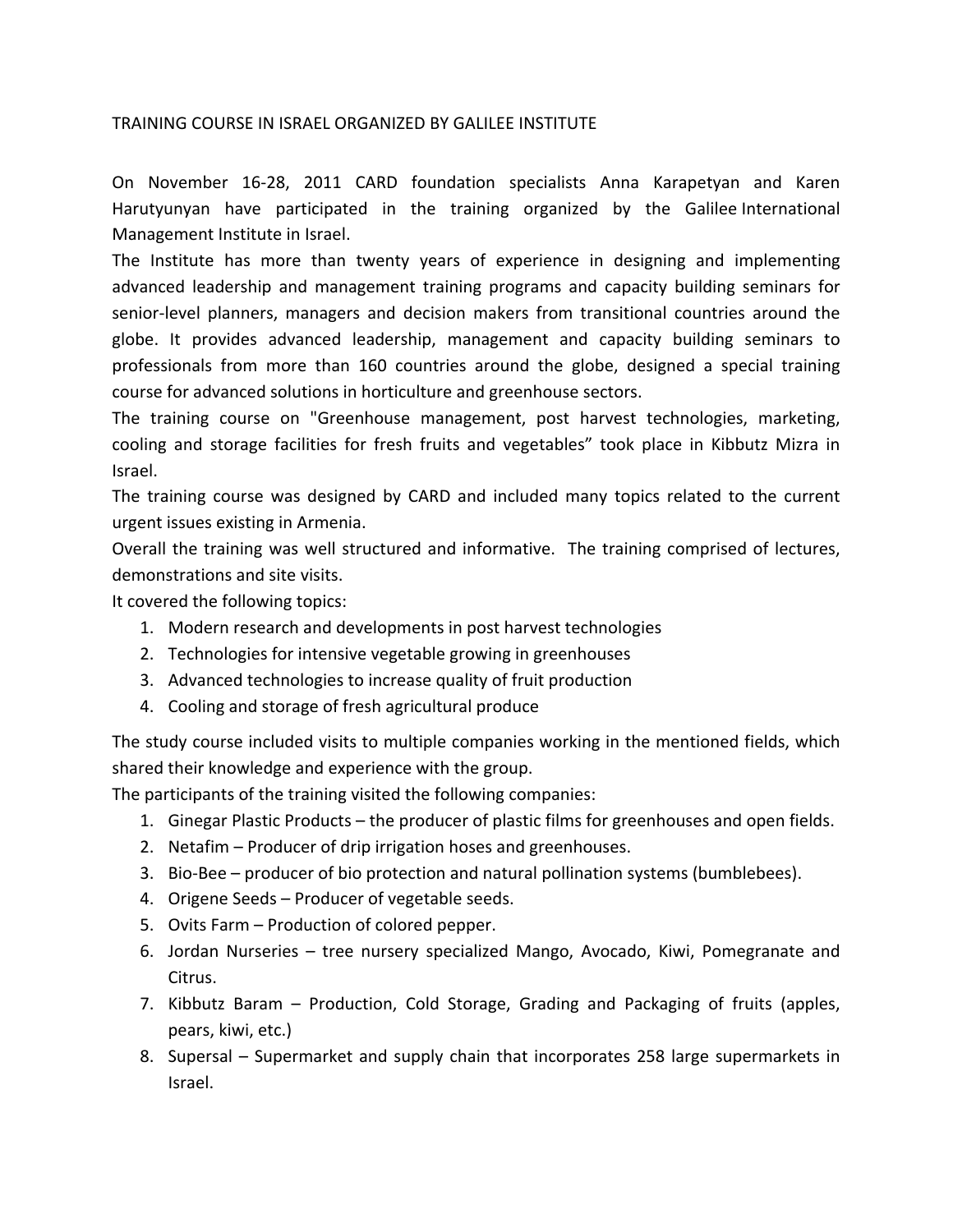# TRAINING COURSE IN ISRAEL ORGANIZED BY GALILEE INSTITUTE

On November 16-28, 2011 CARD foundation specialists Anna Karapetyan and Karen Harutyunyan have participated in the training organized by the Galilee International Management Institute in Israel.

The Institute has more than twenty years of experience in designing and implementing advanced leadership and management training programs and capacity building seminars for senior-level planners, managers and decision makers from transitional countries around the globe. It provides advanced leadership, management and capacity building seminars to professionals from more than 160 countries around the globe, designed a special training course for advanced solutions in horticulture and greenhouse sectors.

The training course on "Greenhouse management, post harvest technologies, marketing, cooling and storage facilities for fresh fruits and vegetables" took place in Kibbutz Mizra in Israel.

The training course was designed by CARD and included many topics related to the current urgent issues existing in Armenia.

Overall the training was well structured and informative. The training comprised of lectures, demonstrations and site visits.

It covered the following topics:

1. Modern research and developments in post harvest technologies
2. Technologies for intensive vegetable growing in greenhouses
3. Advanced technologies to increase quality of fruit production
4. Cooling and storage of fresh agricultural produce

The study course included visits to multiple companies working in the mentioned fields, which shared their knowledge and experience with the group.

The participants of the training visited the following companies:

1. Ginegar Plastic Products – the producer of plastic films for greenhouses and open fields.
2. Netafim – Producer of drip irrigation hoses and greenhouses.
3. Bio-Bee – producer of bio protection and natural pollination systems (bumblebees).
4. Origene Seeds – Producer of vegetable seeds.
5. Ovits Farm – Production of colored pepper.
6. Jordan Nurseries – tree nursery specialized Mango, Avocado, Kiwi, Pomegranate and Citrus.
7. Kibbutz Baram – Production, Cold Storage, Grading and Packaging of fruits (apples, pears, kiwi, etc.)
8. Supersal – Supermarket and supply chain that incorporates 258 large supermarkets in Israel.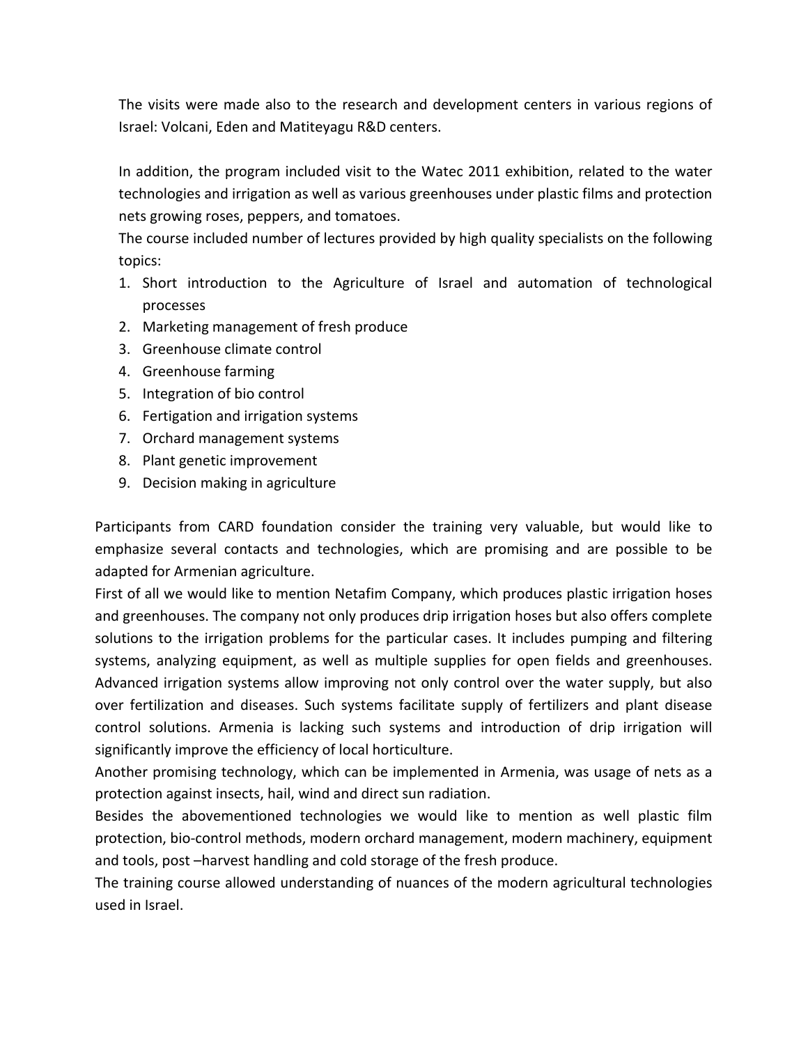The visits were made also to the research and development centers in various regions of Israel: Volcani, Eden and Matiteyagu R&D centers.

In addition, the program included visit to the Watec 2011 exhibition, related to the water technologies and irrigation as well as various greenhouses under plastic films and protection nets growing roses, peppers, and tomatoes.

The course included number of lectures provided by high quality specialists on the following topics:

1. Short introduction to the Agriculture of Israel and automation of technological processes
2. Marketing management of fresh produce
3. Greenhouse climate control
4. Greenhouse farming
5. Integration of bio control
6. Fertigation and irrigation systems
7. Orchard management systems
8. Plant genetic improvement
9. Decision making in agriculture

Participants from CARD foundation consider the training very valuable, but would like to emphasize several contacts and technologies, which are promising and are possible to be adapted for Armenian agriculture.

First of all we would like to mention Netafim Company, which produces plastic irrigation hoses and greenhouses. The company not only produces drip irrigation hoses but also offers complete solutions to the irrigation problems for the particular cases. It includes pumping and filtering systems, analyzing equipment, as well as multiple supplies for open fields and greenhouses. Advanced irrigation systems allow improving not only control over the water supply, but also over fertilization and diseases. Such systems facilitate supply of fertilizers and plant disease control solutions. Armenia is lacking such systems and introduction of drip irrigation will significantly improve the efficiency of local horticulture.

Another promising technology, which can be implemented in Armenia, was usage of nets as a protection against insects, hail, wind and direct sun radiation.

Besides the abovementioned technologies we would like to mention as well plastic film protection, bio-control methods, modern orchard management, modern machinery, equipment and tools, post –harvest handling and cold storage of the fresh produce.

The training course allowed understanding of nuances of the modern agricultural technologies used in Israel.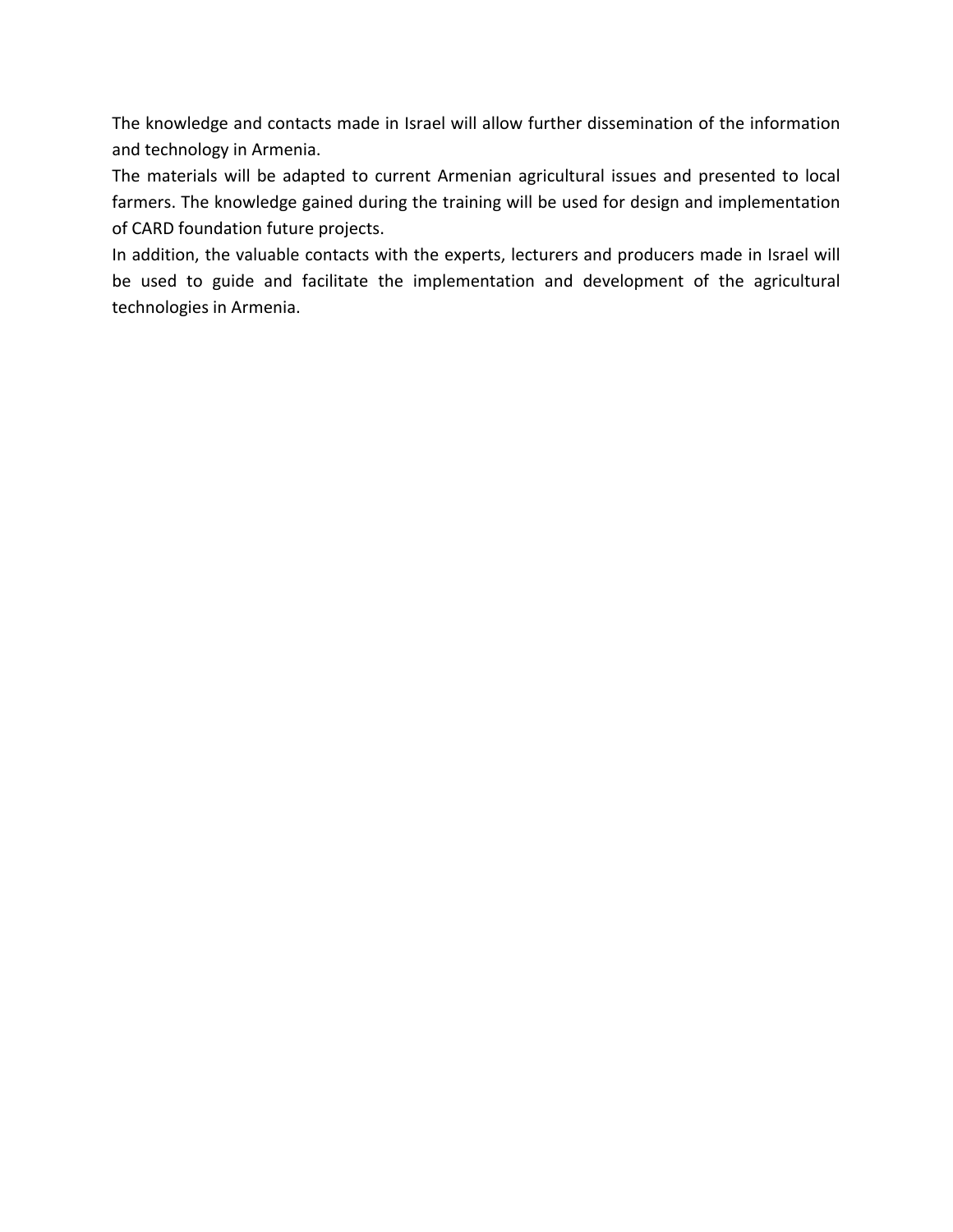The knowledge and contacts made in Israel will allow further dissemination of the information and technology in Armenia.

The materials will be adapted to current Armenian agricultural issues and presented to local farmers. The knowledge gained during the training will be used for design and implementation of CARD foundation future projects.

In addition, the valuable contacts with the experts, lecturers and producers made in Israel will be used to guide and facilitate the implementation and development of the agricultural technologies in Armenia.